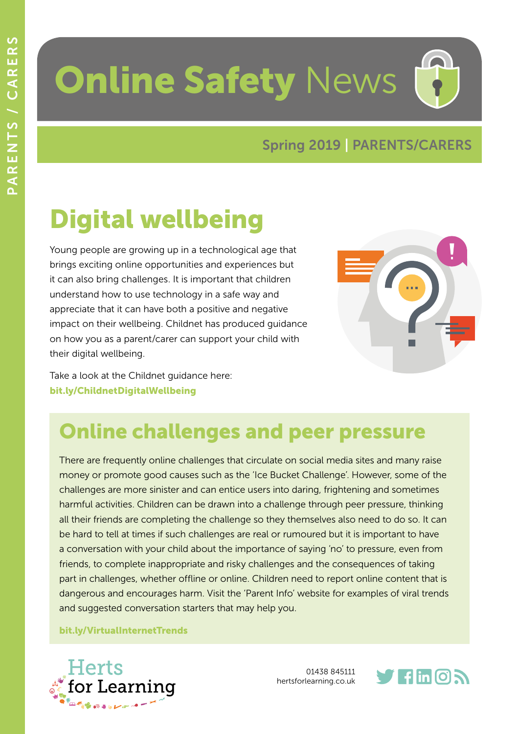# Online Safety News

Spring 2019 | PARENTS/CARERS

## Digital wellbeing

Young people are growing up in a technological age that brings exciting online opportunities and experiences but it can also bring challenges. It is important that children understand how to use technology in a safe way and appreciate that it can have both a positive and negative impact on their wellbeing. Childnet has produced guidance on how you as a parent/carer can support your child with their digital wellbeing.

Take a look at the Childnet guidance here: **bit.ly/ChildnetDigitalWellbeing**

## Online challenges and peer pressure

There are frequently online challenges that circulate on social media sites and many raise money or promote good causes such as the 'Ice Bucket Challenge'. However, some of the challenges are more sinister and can entice users into daring, frightening and sometimes harmful activities. Children can be drawn into a challenge through peer pressure, thinking all their friends are completing the challenge so they themselves also need to do so. It can be hard to tell at times if such challenges are real or rumoured but it is important to have a conversation with your child about the importance of saying 'no' to pressure, even from friends, to complete inappropriate and risky challenges and the consequences of taking part in challenges, whether offline or online. Children need to report online content that is dangerous and encourages harm. Visit the 'Parent Info' website for examples of viral trends and suggested conversation starters that may help you.

**bit.ly/VirtualInternetTrends**

Herts for Learning

01438 845111
hertsforlearning.co.uk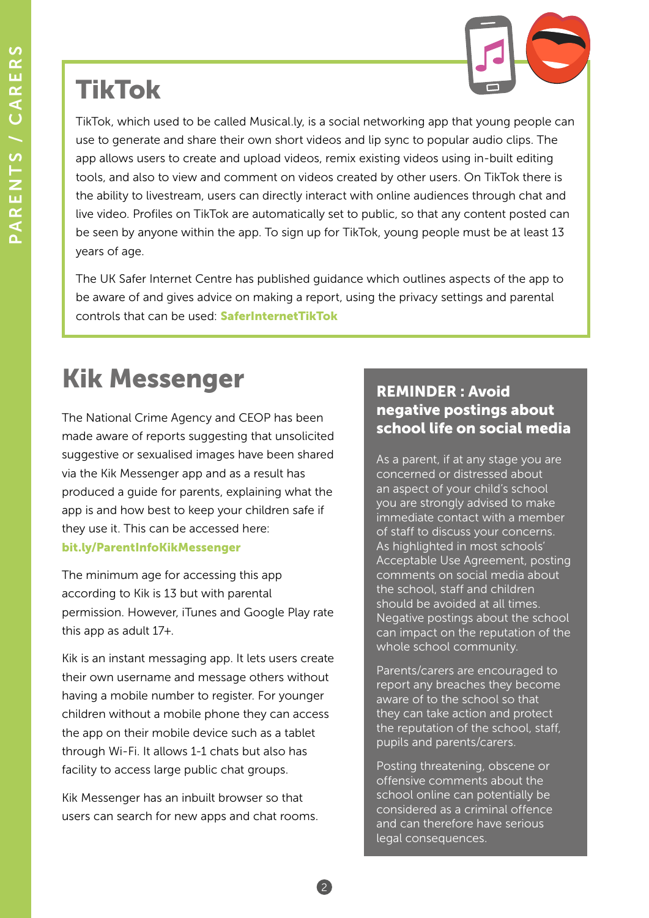## TikTok

TikTok, which used to be called Musical.ly, is a social networking app that young people can use to generate and share their own short videos and lip sync to popular audio clips. The app allows users to create and upload videos, remix existing videos using in-built editing tools, and also to view and comment on videos created by other users. On TikTok there is the ability to livestream, users can directly interact with online audiences through chat and live video. Profiles on TikTok are automatically set to public, so that any content posted can be seen by anyone within the app. To sign up for TikTok, young people must be at least 13 years of age.

The UK Safer Internet Centre has published guidance which outlines aspects of the app to be aware of and gives advice on making a report, using the privacy settings and parental controls that can be used: **SaferInternetTikTok**

## Kik Messenger

The National Crime Agency and CEOP has been made aware of reports suggesting that unsolicited suggestive or sexualised images have been shared via the Kik Messenger app and as a result has produced a guide for parents, explaining what the app is and how best to keep your children safe if they use it. This can be accessed here: **bit.ly/ParentInfoKikMessenger**

The minimum age for accessing this app according to Kik is 13 but with parental permission. However, iTunes and Google Play rate this app as adult 17+.

Kik is an instant messaging app. It lets users create their own username and message others without having a mobile number to register. For younger children without a mobile phone they can access the app on their mobile device such as a tablet through Wi-Fi. It allows 1-1 chats but also has facility to access large public chat groups.

Kik Messenger has an inbuilt browser so that users can search for new apps and chat rooms.

### REMINDER : Avoid negative postings about school life on social media

As a parent, if at any stage you are concerned or distressed about an aspect of your child's school you are strongly advised to make immediate contact with a member of staff to discuss your concerns. As highlighted in most schools' Acceptable Use Agreement, posting comments on social media about the school, staff and children should be avoided at all times. Negative postings about the school can impact on the reputation of the whole school community.

Parents/carers are encouraged to report any breaches they become aware of to the school so that they can take action and protect the reputation of the school, staff, pupils and parents/carers.

Posting threatening, obscene or offensive comments about the school online can potentially be considered as a criminal offence and can therefore have serious legal consequences.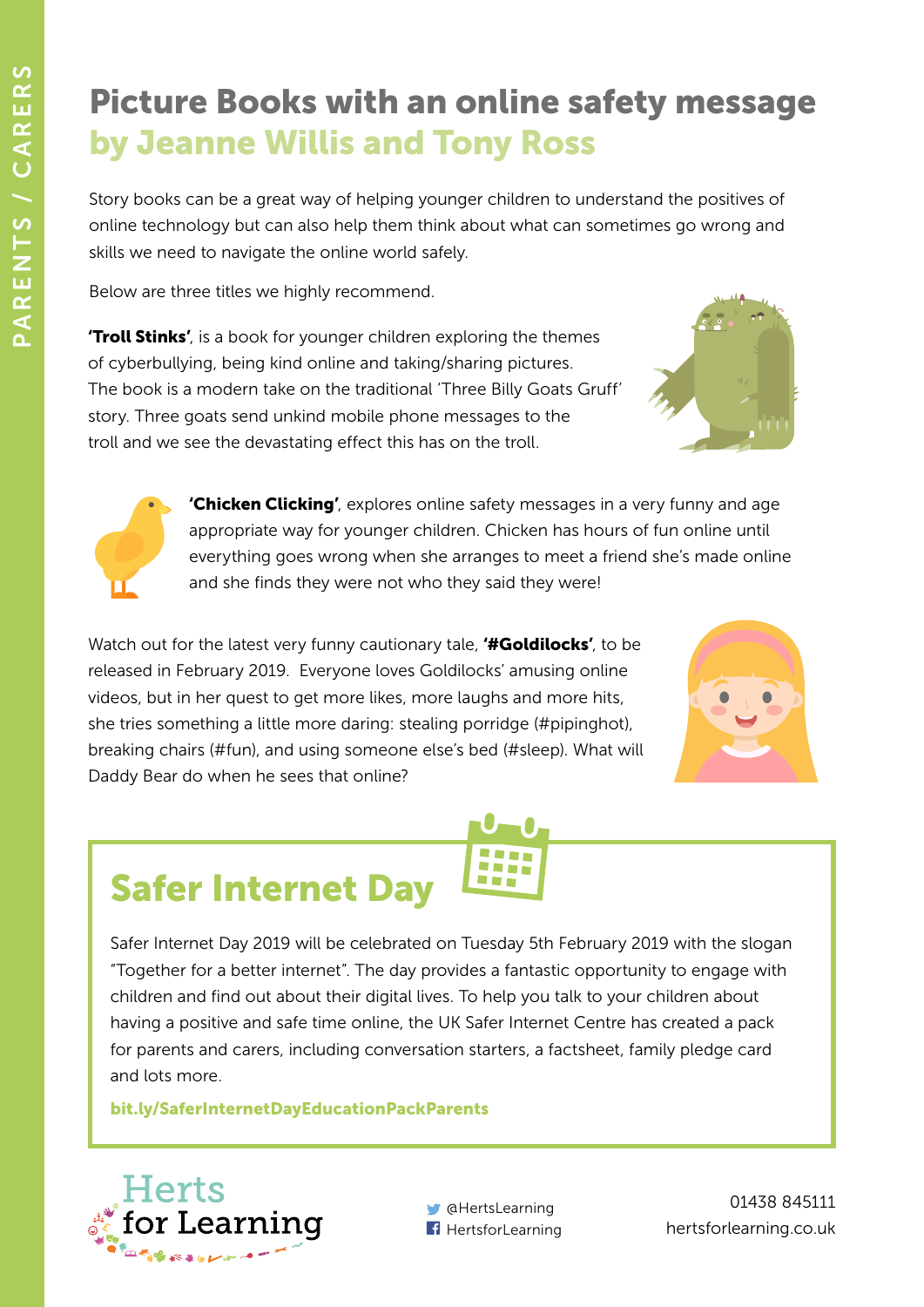# Picture Books with an online safety message by Jeanne Willis and Tony Ross

Story books can be a great way of helping younger children to understand the positives of online technology but can also help them think about what can sometimes go wrong and skills we need to navigate the online world safely.

Below are three titles we highly recommend.

**'Troll Stinks'**, is a book for younger children exploring the themes of cyberbullying, being kind online and taking/sharing pictures. The book is a modern take on the traditional 'Three Billy Goats Gruff' story. Three goats send unkind mobile phone messages to the troll and we see the devastating effect this has on the troll.

**'Chicken Clicking'**, explores online safety messages in a very funny and age appropriate way for younger children. Chicken has hours of fun online until everything goes wrong when she arranges to meet a friend she's made online and she finds they were not who they said they were!

Watch out for the latest very funny cautionary tale, **'#Goldilocks'**, to be released in February 2019. Everyone loves Goldilocks' amusing online videos, but in her quest to get more likes, more laughs and more hits, she tries something a little more daring: stealing porridge (#pipinghot), breaking chairs (#fun), and using someone else's bed (#sleep). What will Daddy Bear do when he sees that online?

## Safer Internet Day

Safer Internet Day 2019 will be celebrated on Tuesday 5th February 2019 with the slogan "Together for a better internet". The day provides a fantastic opportunity to engage with children and find out about their digital lives. To help you talk to your children about having a positive and safe time online, the UK Safer Internet Centre has created a pack for parents and carers, including conversation starters, a factsheet, family pledge card and lots more.

**bit.ly/SaferInternetDayEducationPackParents**

Herts for Learning

@HertsLearning
HertsforLearning

01438 845111
hertsforlearning.co.uk